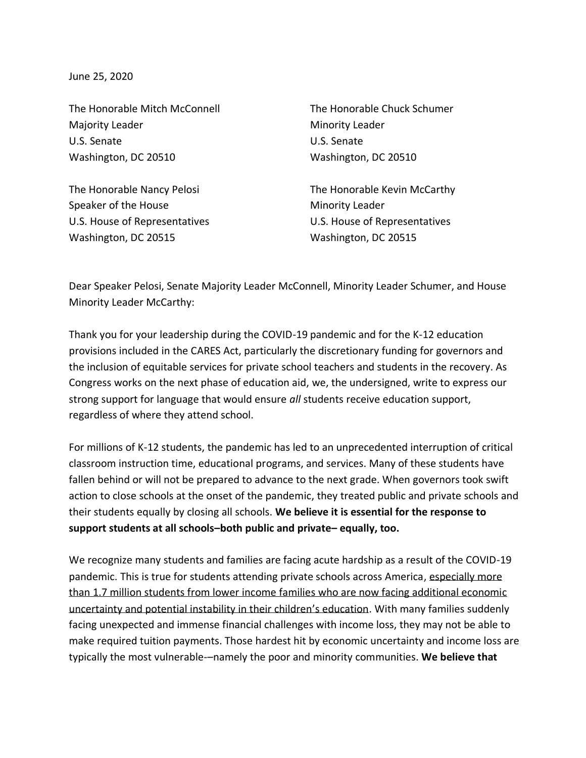June 25, 2020

The Honorable Mitch McConnell
Majority Leader
U.S. Senate
Washington, DC 20510

The Honorable Chuck Schumer
Minority Leader
U.S. Senate
Washington, DC 20510

The Honorable Nancy Pelosi
Speaker of the House
U.S. House of Representatives
Washington, DC 20515

The Honorable Kevin McCarthy
Minority Leader
U.S. House of Representatives
Washington, DC 20515

Dear Speaker Pelosi, Senate Majority Leader McConnell, Minority Leader Schumer, and House Minority Leader McCarthy:

Thank you for your leadership during the COVID-19 pandemic and for the K-12 education provisions included in the CARES Act, particularly the discretionary funding for governors and the inclusion of equitable services for private school teachers and students in the recovery. As Congress works on the next phase of education aid, we, the undersigned, write to express our strong support for language that would ensure *all* students receive education support, regardless of where they attend school.

For millions of K-12 students, the pandemic has led to an unprecedented interruption of critical classroom instruction time, educational programs, and services. Many of these students have fallen behind or will not be prepared to advance to the next grade. When governors took swift action to close schools at the onset of the pandemic, they treated public and private schools and their students equally by closing all schools. **We believe it is essential for the response to support students at all schools–both public and private– equally, too.**

We recognize many students and families are facing acute hardship as a result of the COVID-19 pandemic. This is true for students attending private schools across America, <u>especially more than 1.7 million students from lower income families who are now facing additional economic uncertainty and potential instability in their children's education</u>. With many families suddenly facing unexpected and immense financial challenges with income loss, they may not be able to make required tuition payments. Those hardest hit by economic uncertainty and income loss are typically the most vulnerable-–namely the poor and minority communities. **We believe that**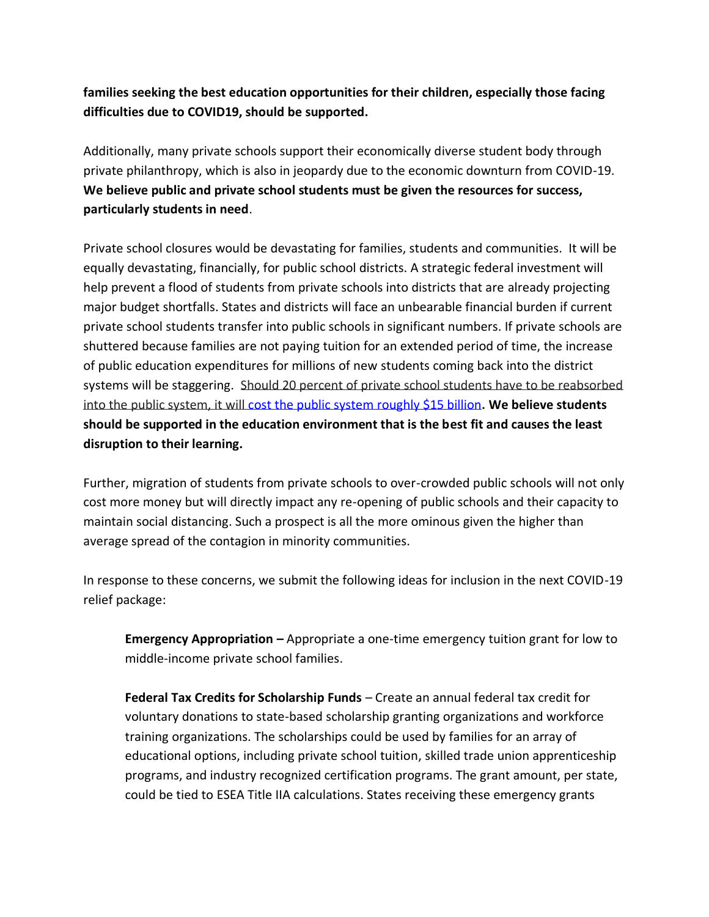**families seeking the best education opportunities for their children, especially those facing difficulties due to COVID19, should be supported.**

Additionally, many private schools support their economically diverse student body through private philanthropy, which is also in jeopardy due to the economic downturn from COVID-19. **We believe public and private school students must be given the resources for success, particularly students in need**.

Private school closures would be devastating for families, students and communities. It will be equally devastating, financially, for public school districts. A strategic federal investment will help prevent a flood of students from private schools into districts that are already projecting major budget shortfalls. States and districts will face an unbearable financial burden if current private school students transfer into public schools in significant numbers. If private schools are shuttered because families are not paying tuition for an extended period of time, the increase of public education expenditures for millions of new students coming back into the district systems will be staggering. Should 20 percent of private school students have to be reabsorbed into the public system, it will cost the public system roughly $15 billion**. We believe students should be supported in the education environment that is the best fit and causes the least disruption to their learning.**

Further, migration of students from private schools to over-crowded public schools will not only cost more money but will directly impact any re-opening of public schools and their capacity to maintain social distancing. Such a prospect is all the more ominous given the higher than average spread of the contagion in minority communities.

In response to these concerns, we submit the following ideas for inclusion in the next COVID-19 relief package:

> **Emergency Appropriation –** Appropriate a one-time emergency tuition grant for low to middle-income private school families.
>
> **Federal Tax Credits for Scholarship Funds** – Create an annual federal tax credit for voluntary donations to state-based scholarship granting organizations and workforce training organizations. The scholarships could be used by families for an array of educational options, including private school tuition, skilled trade union apprenticeship programs, and industry recognized certification programs. The grant amount, per state, could be tied to ESEA Title IIA calculations. States receiving these emergency grants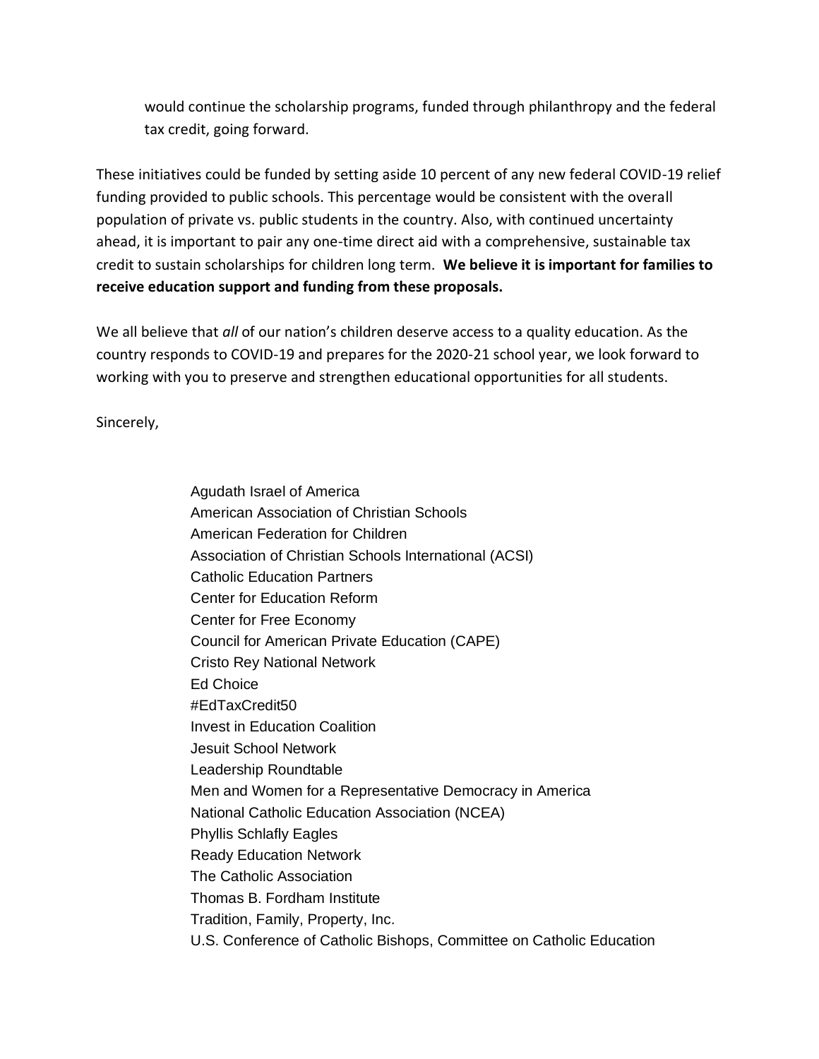would continue the scholarship programs, funded through philanthropy and the federal tax credit, going forward.

These initiatives could be funded by setting aside 10 percent of any new federal COVID-19 relief funding provided to public schools. This percentage would be consistent with the overall population of private vs. public students in the country. Also, with continued uncertainty ahead, it is important to pair any one-time direct aid with a comprehensive, sustainable tax credit to sustain scholarships for children long term. **We believe it is important for families to receive education support and funding from these proposals.**

We all believe that *all* of our nation's children deserve access to a quality education. As the country responds to COVID-19 and prepares for the 2020-21 school year, we look forward to working with you to preserve and strengthen educational opportunities for all students.

Sincerely,

Agudath Israel of America
American Association of Christian Schools
American Federation for Children
Association of Christian Schools International (ACSI)
Catholic Education Partners
Center for Education Reform
Center for Free Economy
Council for American Private Education (CAPE)
Cristo Rey National Network
Ed Choice
#EdTaxCredit50
Invest in Education Coalition
Jesuit School Network
Leadership Roundtable
Men and Women for a Representative Democracy in America
National Catholic Education Association (NCEA)
Phyllis Schlafly Eagles
Ready Education Network
The Catholic Association
Thomas B. Fordham Institute
Tradition, Family, Property, Inc.
U.S. Conference of Catholic Bishops, Committee on Catholic Education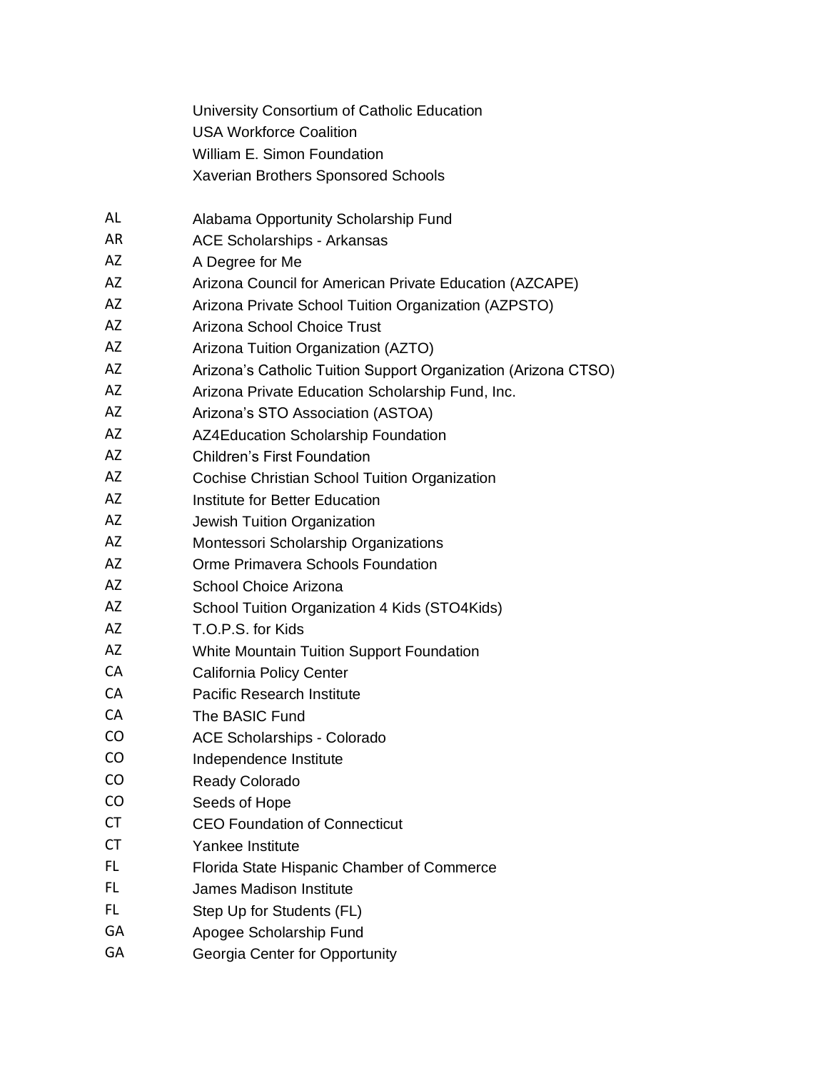University Consortium of Catholic Education
USA Workforce Coalition
William E. Simon Foundation
Xaverian Brothers Sponsored Schools

| | |
|---|---|
| AL | Alabama Opportunity Scholarship Fund |
| AR | ACE Scholarships - Arkansas |
| AZ | A Degree for Me |
| AZ | Arizona Council for American Private Education (AZCAPE) |
| AZ | Arizona Private School Tuition Organization (AZPSTO) |
| AZ | Arizona School Choice Trust |
| AZ | Arizona Tuition Organization (AZTO) |
| AZ | Arizona's Catholic Tuition Support Organization (Arizona CTSO) |
| AZ | Arizona Private Education Scholarship Fund, Inc. |
| AZ | Arizona's STO Association (ASTOA) |
| AZ | AZ4Education Scholarship Foundation |
| AZ | Children's First Foundation |
| AZ | Cochise Christian School Tuition Organization |
| AZ | Institute for Better Education |
| AZ | Jewish Tuition Organization |
| AZ | Montessori Scholarship Organizations |
| AZ | Orme Primavera Schools Foundation |
| AZ | School Choice Arizona |
| AZ | School Tuition Organization 4 Kids (STO4Kids) |
| AZ | T.O.P.S. for Kids |
| AZ | White Mountain Tuition Support Foundation |
| CA | California Policy Center |
| CA | Pacific Research Institute |
| CA | The BASIC Fund |
| CO | ACE Scholarships - Colorado |
| CO | Independence Institute |
| CO | Ready Colorado |
| CO | Seeds of Hope |
| CT | CEO Foundation of Connecticut |
| CT | Yankee Institute |
| FL | Florida State Hispanic Chamber of Commerce |
| FL | James Madison Institute |
| FL | Step Up for Students (FL) |
| GA | Apogee Scholarship Fund |
| GA | Georgia Center for Opportunity |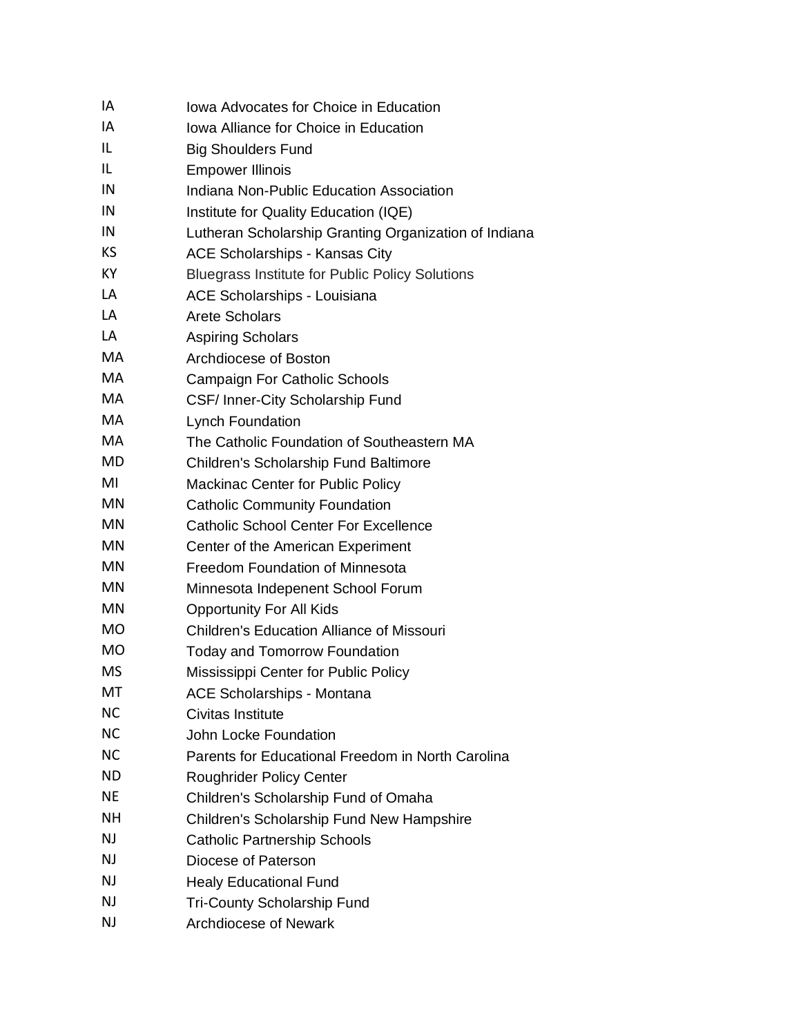| | |
|---|---|
| IA | Iowa Advocates for Choice in Education |
| IA | Iowa Alliance for Choice in Education |
| IL | Big Shoulders Fund |
| IL | Empower Illinois |
| IN | Indiana Non-Public Education Association |
| IN | Institute for Quality Education (IQE) |
| IN | Lutheran Scholarship Granting Organization of Indiana |
| KS | ACE Scholarships - Kansas City |
| KY | Bluegrass Institute for Public Policy Solutions |
| LA | ACE Scholarships - Louisiana |
| LA | Arete Scholars |
| LA | Aspiring Scholars |
| MA | Archdiocese of Boston |
| MA | Campaign For Catholic Schools |
| MA | CSF/ Inner-City Scholarship Fund |
| MA | Lynch Foundation |
| MA | The Catholic Foundation of Southeastern MA |
| MD | Children's Scholarship Fund Baltimore |
| MI | Mackinac Center for Public Policy |
| MN | Catholic Community Foundation |
| MN | Catholic School Center For Excellence |
| MN | Center of the American Experiment |
| MN | Freedom Foundation of Minnesota |
| MN | Minnesota Indepenent School Forum |
| MN | Opportunity For All Kids |
| MO | Children's Education Alliance of Missouri |
| MO | Today and Tomorrow Foundation |
| MS | Mississippi Center for Public Policy |
| MT | ACE Scholarships - Montana |
| NC | Civitas Institute |
| NC | John Locke Foundation |
| NC | Parents for Educational Freedom in North Carolina |
| ND | Roughrider Policy Center |
| NE | Children's Scholarship Fund of Omaha |
| NH | Children's Scholarship Fund New Hampshire |
| NJ | Catholic Partnership Schools |
| NJ | Diocese of Paterson |
| NJ | Healy Educational Fund |
| NJ | Tri-County Scholarship Fund |
| NJ | Archdiocese of Newark |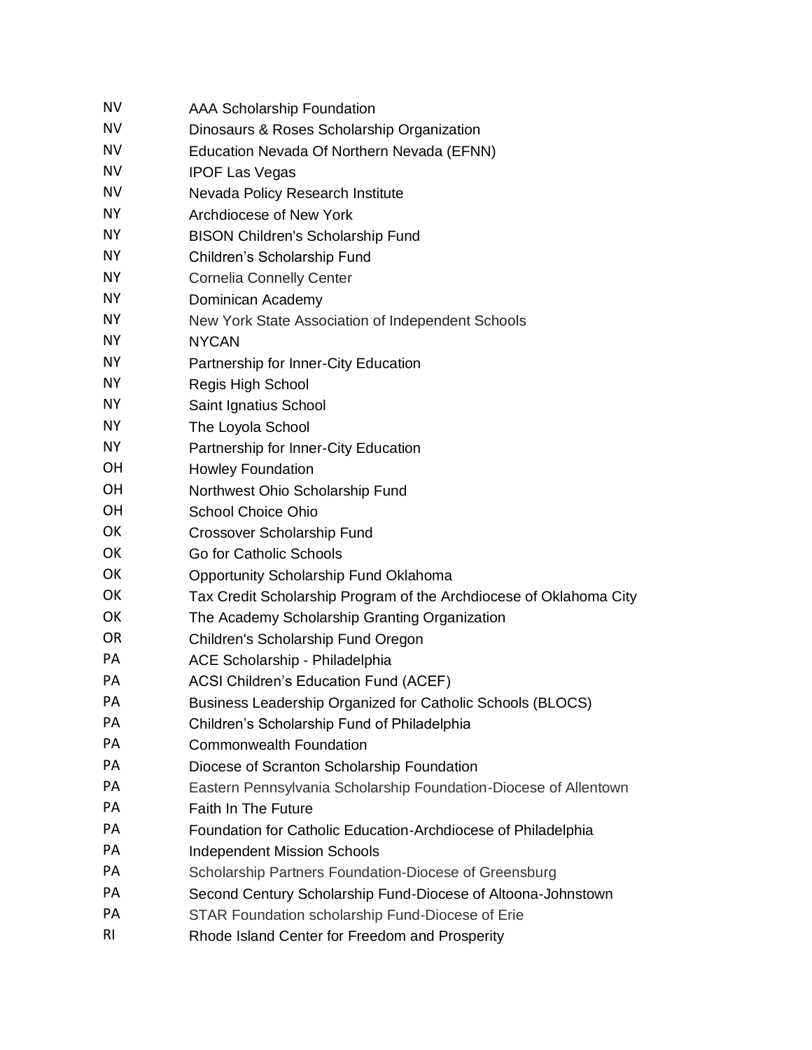| | |
|---|---|
| NV | AAA Scholarship Foundation |
| NV | Dinosaurs & Roses Scholarship Organization |
| NV | Education Nevada Of Northern Nevada (EFNN) |
| NV | IPOF Las Vegas |
| NV | Nevada Policy Research Institute |
| NY | Archdiocese of New York |
| NY | BISON Children's Scholarship Fund |
| NY | Children’s Scholarship Fund |
| NY | Cornelia Connelly Center |
| NY | Dominican Academy |
| NY | New York State Association of Independent Schools |
| NY | NYCAN |
| NY | Partnership for Inner-City Education |
| NY | Regis High School |
| NY | Saint Ignatius School |
| NY | The Loyola School |
| NY | Partnership for Inner-City Education |
| OH | Howley Foundation |
| OH | Northwest Ohio Scholarship Fund |
| OH | School Choice Ohio |
| OK | Crossover Scholarship Fund |
| OK | Go for Catholic Schools |
| OK | Opportunity Scholarship Fund Oklahoma |
| OK | Tax Credit Scholarship Program of the Archdiocese of Oklahoma City |
| OK | The Academy Scholarship Granting Organization |
| OR | Children's Scholarship Fund Oregon |
| PA | ACE Scholarship - Philadelphia |
| PA | ACSI Children’s Education Fund (ACEF) |
| PA | Business Leadership Organized for Catholic Schools (BLOCS) |
| PA | Children’s Scholarship Fund of Philadelphia |
| PA | Commonwealth Foundation |
| PA | Diocese of Scranton Scholarship Foundation |
| PA | Eastern Pennsylvania Scholarship Foundation-Diocese of Allentown |
| PA | Faith In The Future |
| PA | Foundation for Catholic Education-Archdiocese of Philadelphia |
| PA | Independent Mission Schools |
| PA | Scholarship Partners Foundation-Diocese of Greensburg |
| PA | Second Century Scholarship Fund-Diocese of Altoona-Johnstown |
| PA | STAR Foundation scholarship Fund-Diocese of Erie |
| RI | Rhode Island Center for Freedom and Prosperity |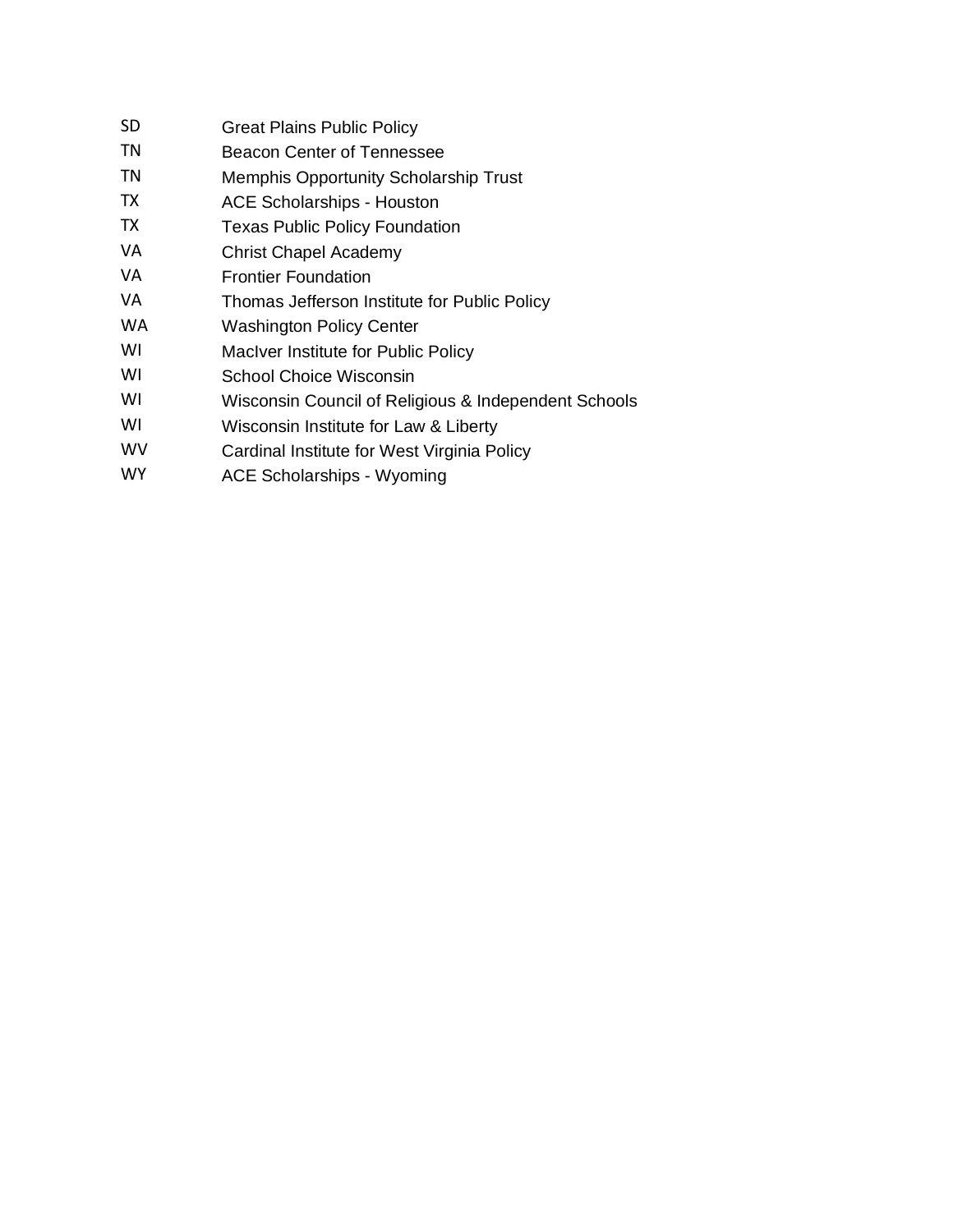| | |
|---|---|
| SD | Great Plains Public Policy |
| TN | Beacon Center of Tennessee |
| TN | Memphis Opportunity Scholarship Trust |
| TX | ACE Scholarships - Houston |
| TX | Texas Public Policy Foundation |
| VA | Christ Chapel Academy |
| VA | Frontier Foundation |
| VA | Thomas Jefferson Institute for Public Policy |
| WA | Washington Policy Center |
| WI | MacIver Institute for Public Policy |
| WI | School Choice Wisconsin |
| WI | Wisconsin Council of Religious & Independent Schools |
| WI | Wisconsin Institute for Law & Liberty |
| WV | Cardinal Institute for West Virginia Policy |
| WY | ACE Scholarships - Wyoming |